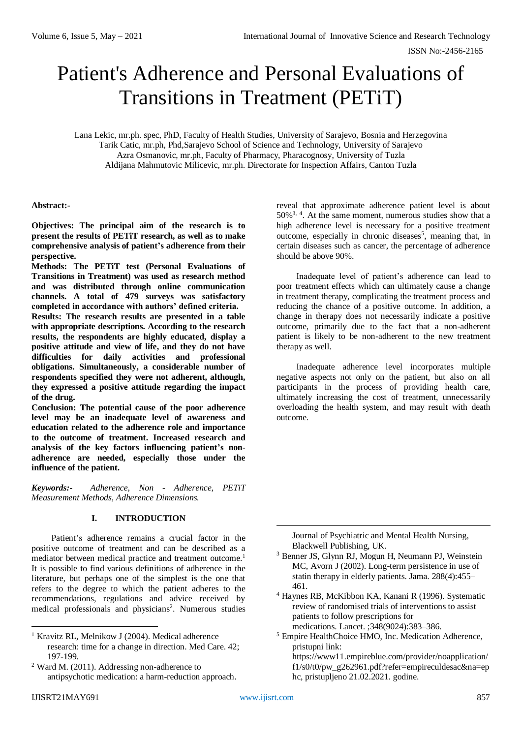# Patient's Adherence and Personal Evaluations of Transitions in Treatment (PETiT)

Lana Lekic, mr.ph. spec, PhD, Faculty of Health Studies, University of Sarajevo, Bosnia and Herzegovina
Tarik Catic, mr.ph, Phd,Sarajevo School of Science and Technology, University of Sarajevo
Azra Osmanovic, mr.ph, Faculty of Pharmacy, Pharacognosy, University of Tuzla
Aldijana Mahmutovic Milicevic, mr.ph. Directorate for Inspection Affairs, Canton Tuzla

**Abstract:-**

**Objectives: The principal aim of the research is to present the results of PETiT research, as well as to make comprehensive analysis of patient's adherence from their perspective.**

**Methods: The PETiT test (Personal Evaluations of Transitions in Treatment) was used as research method and was distributed through online communication channels. A total of 479 surveys was satisfactory completed in accordance with authors' defined criteria.**

**Results: The research results are presented in a table with appropriate descriptions. According to the research results, the respondents are highly educated, display a positive attitude and view of life, and they do not have difficulties for daily activities and professional obligations. Simultaneously, a considerable number of respondents specified they were not adherent, although, they expressed a positive attitude regarding the impact of the drug.**

**Conclusion: The potential cause of the poor adherence level may be an inadequate level of awareness and education related to the adherence role and importance to the outcome of treatment. Increased research and analysis of the key factors influencing patient's non-adherence are needed, especially those under the influence of the patient.**

***Keywords:-*** *Adherence, Non - Adherence, PETiT Measurement Methods, Adherence Dimensions.*

## I. INTRODUCTION

Patient's adherence remains a crucial factor in the positive outcome of treatment and can be described as a mediator between medical practice and treatment outcome.[1] It is possible to find various definitions of adherence in the literature, but perhaps one of the simplest is the one that refers to the degree to which the patient adheres to the recommendations, regulations and advice received by medical professionals and physicians[2]. Numerous studies reveal that approximate adherence patient level is about 50%[3, 4]. At the same moment, numerous studies show that a high adherence level is necessary for a positive treatment outcome, especially in chronic diseases[5], meaning that, in certain diseases such as cancer, the percentage of adherence should be above 90%.

Inadequate level of patient's adherence can lead to poor treatment effects which can ultimately cause a change in treatment therapy, complicating the treatment process and reducing the chance of a positive outcome. In addition, a change in therapy does not necessarily indicate a positive outcome, primarily due to the fact that a non-adherent patient is likely to be non-adherent to the new treatment therapy as well.

Inadequate adherence level incorporates multiple negative aspects not only on the patient, but also on all participants in the process of providing health care, ultimately increasing the cost of treatment, unnecessarily overloading the health system, and may result with death outcome.

---

[1] Kravitz RL, Melnikow J (2004). Medical adherence research: time for a change in direction. Med Care. 42; 197-199.

[2] Ward M. (2011). Addressing non-adherence to antipsychotic medication: a harm-reduction approach. Journal of Psychiatric and Mental Health Nursing, Blackwell Publishing, UK.

[3] Benner JS, Glynn RJ, Mogun H, Neumann PJ, Weinstein MC, Avorn J (2002). Long-term persistence in use of statin therapy in elderly patients. Jama. 288(4):455–461.

[4] Haynes RB, McKibbon KA, Kanani R (1996). Systematic review of randomised trials of interventions to assist patients to follow prescriptions for medications. Lancet. ;348(9024):383–386.

[5] Empire HealthChoice HMO, Inc. Medication Adherence, pristupni link: https://www11.empireblue.com/provider/noapplication/f1/s0/t0/pw_g262961.pdf?refer=empireculdesac&na=ephc, pristupljeno 21.02.2021. godine.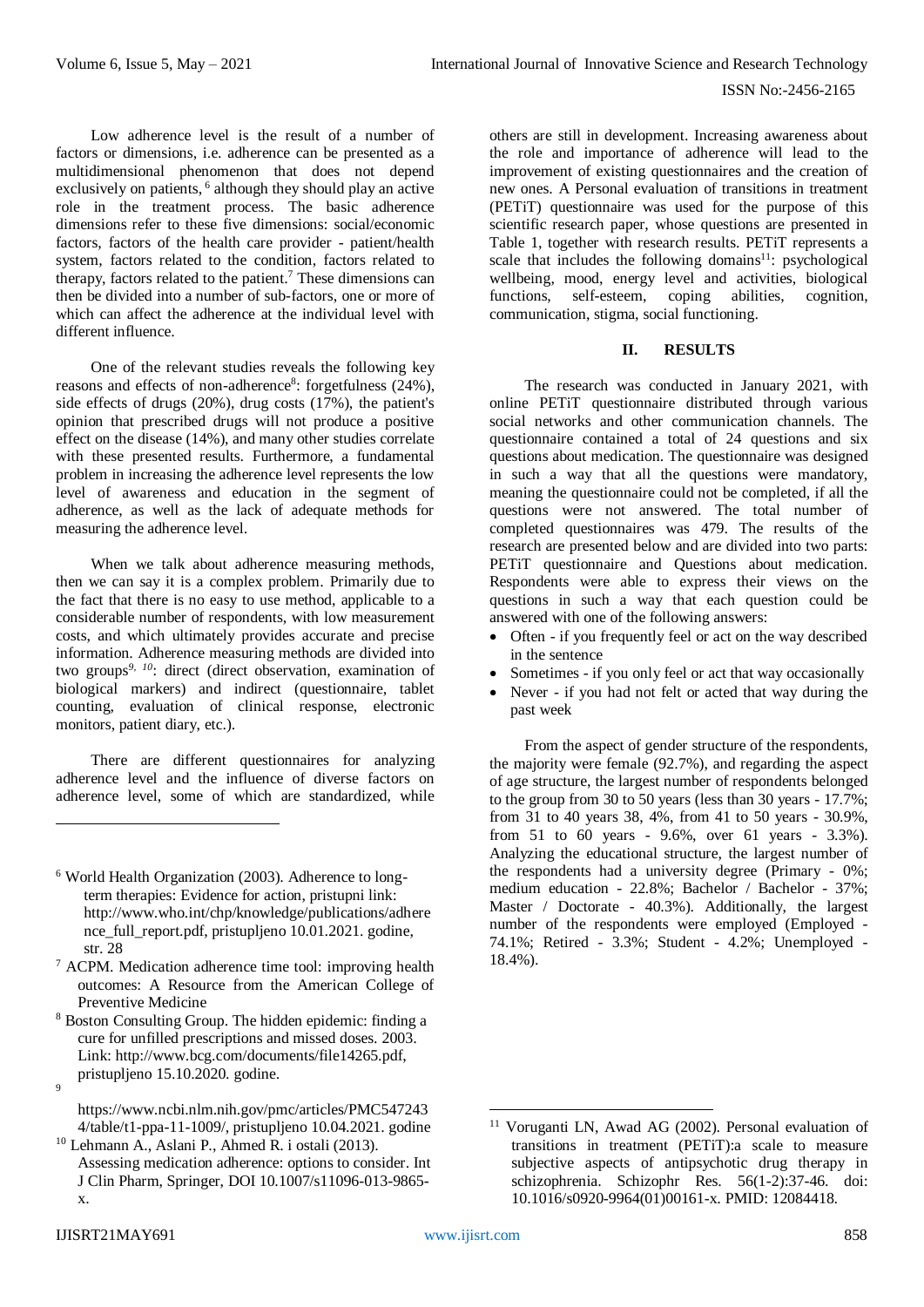Low adherence level is the result of a number of factors or dimensions, i.e. adherence can be presented as a multidimensional phenomenon that does not depend exclusively on patients, [6] although they should play an active role in the treatment process. The basic adherence dimensions refer to these five dimensions: social/economic factors, factors of the health care provider - patient/health system, factors related to the condition, factors related to therapy, factors related to the patient.[7] These dimensions can then be divided into a number of sub-factors, one or more of which can affect the adherence at the individual level with different influence.

One of the relevant studies reveals the following key reasons and effects of non-adherence[8]: forgetfulness (24%), side effects of drugs (20%), drug costs (17%), the patient's opinion that prescribed drugs will not produce a positive effect on the disease (14%), and many other studies correlate with these presented results. Furthermore, a fundamental problem in increasing the adherence level represents the low level of awareness and education in the segment of adherence, as well as the lack of adequate methods for measuring the adherence level.

When we talk about adherence measuring methods, then we can say it is a complex problem. Primarily due to the fact that there is no easy to use method, applicable to a considerable number of respondents, with low measurement costs, and which ultimately provides accurate and precise information. Adherence measuring methods are divided into two groups[9, 10]: direct (direct observation, examination of biological markers) and indirect (questionnaire, tablet counting, evaluation of clinical response, electronic monitors, patient diary, etc.).

There are different questionnaires for analyzing adherence level and the influence of diverse factors on adherence level, some of which are standardized, while others are still in development. Increasing awareness about the role and importance of adherence will lead to the improvement of existing questionnaires and the creation of new ones. A Personal evaluation of transitions in treatment (PETiT) questionnaire was used for the purpose of this scientific research paper, whose questions are presented in Table 1, together with research results. PETiT represents a scale that includes the following domains[11]: psychological wellbeing, mood, energy level and activities, biological functions, self-esteem, coping abilities, cognition, communication, stigma, social functioning.

## II. RESULTS

The research was conducted in January 2021, with online PETiT questionnaire distributed through various social networks and other communication channels. The questionnaire contained a total of 24 questions and six questions about medication. The questionnaire was designed in such a way that all the questions were mandatory, meaning the questionnaire could not be completed, if all the questions were not answered. The total number of completed questionnaires was 479. The results of the research are presented below and are divided into two parts: PETiT questionnaire and Questions about medication. Respondents were able to express their views on the questions in such a way that each question could be answered with one of the following answers:

- Often - if you frequently feel or act on the way described in the sentence
- Sometimes - if you only feel or act that way occasionally
- Never - if you had not felt or acted that way during the past week

From the aspect of gender structure of the respondents, the majority were female (92.7%), and regarding the aspect of age structure, the largest number of respondents belonged to the group from 30 to 50 years (less than 30 years - 17.7%; from 31 to 40 years 38, 4%, from 41 to 50 years - 30.9%, from 51 to 60 years - 9.6%, over 61 years - 3.3%). Analyzing the educational structure, the largest number of the respondents had a university degree (Primary - 0%; medium education - 22.8%; Bachelor / Bachelor - 37%; Master / Doctorate - 40.3%). Additionally, the largest number of the respondents were employed (Employed - 74.1%; Retired - 3.3%; Student - 4.2%; Unemployed - 18.4%).

---

[6] World Health Organization (2003). Adherence to long-term therapies: Evidence for action, pristupni link: http://www.who.int/chp/knowledge/publications/adherence_full_report.pdf, pristupljeno 10.01.2021. godine, str. 28

[7] ACPM. Medication adherence time tool: improving health outcomes: A Resource from the American College of Preventive Medicine

[8] Boston Consulting Group. The hidden epidemic: finding a cure for unfilled prescriptions and missed doses. 2003. Link: http://www.bcg.com/documents/file14265.pdf, pristupljeno 15.10.2020. godine.

[9] https://www.ncbi.nlm.nih.gov/pmc/articles/PMC5472434/table/t1-ppa-11-1009/, pristupljeno 10.04.2021. godine

[10] Lehmann A., Aslani P., Ahmed R. i ostali (2013). Assessing medication adherence: options to consider. Int J Clin Pharm, Springer, DOI 10.1007/s11096-013-9865-x.

[11] Voruganti LN, Awad AG (2002). Personal evaluation of transitions in treatment (PETiT):a scale to measure subjective aspects of antipsychotic drug therapy in schizophrenia. Schizophr Res. 56(1-2):37-46. doi: 10.1016/s0920-9964(01)00161-x. PMID: 12084418.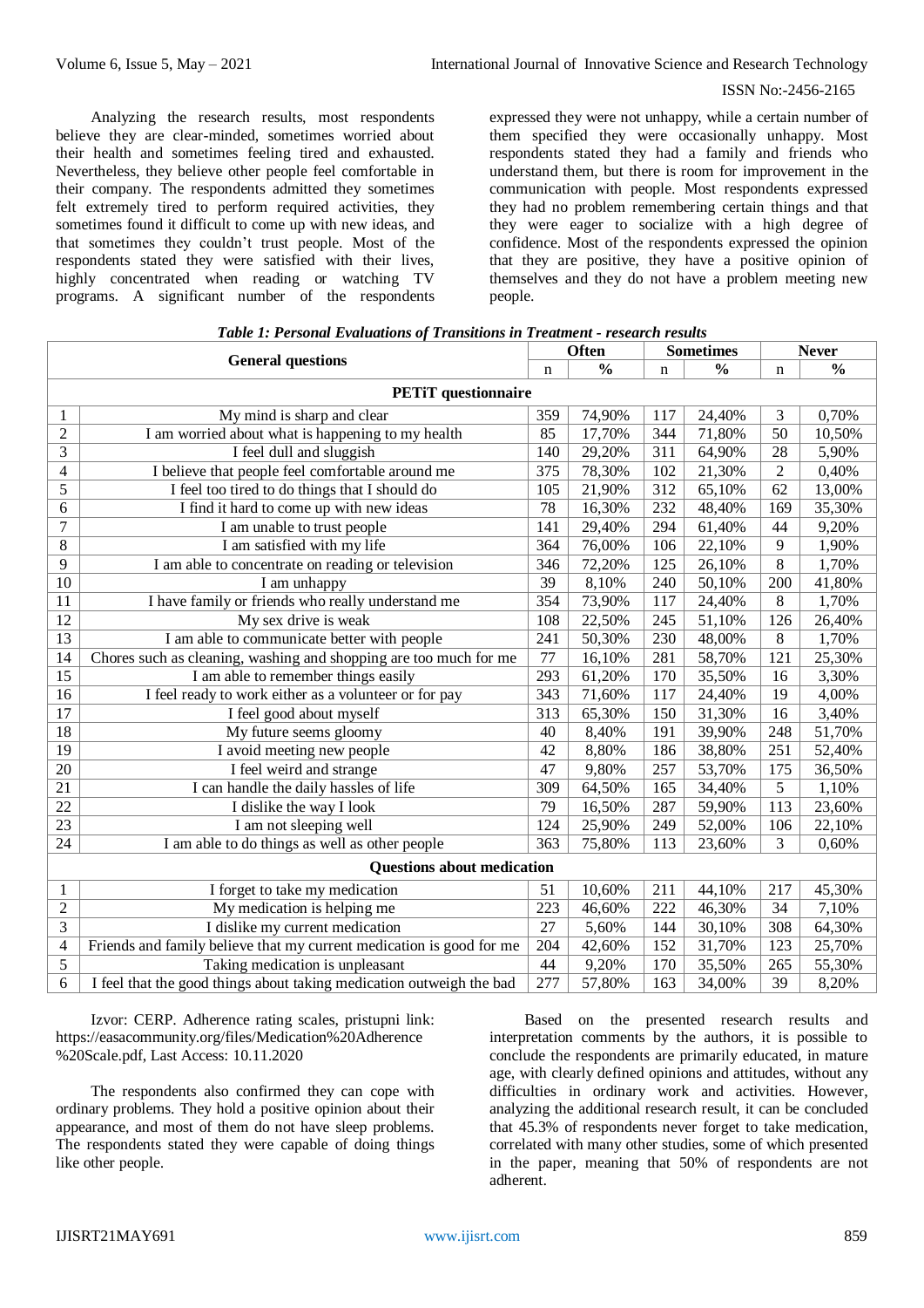Analyzing the research results, most respondents believe they are clear-minded, sometimes worried about their health and sometimes feeling tired and exhausted. Nevertheless, they believe other people feel comfortable in their company. The respondents admitted they sometimes felt extremely tired to perform required activities, they sometimes found it difficult to come up with new ideas, and that sometimes they couldn't trust people. Most of the respondents stated they were satisfied with their lives, highly concentrated when reading or watching TV programs. A significant number of the respondents expressed they were not unhappy, while a certain number of them specified they were occasionally unhappy. Most respondents stated they had a family and friends who understand them, but there is room for improvement in the communication with people. Most respondents expressed they had no problem remembering certain things and that they were eager to socialize with a high degree of confidence. Most of the respondents expressed the opinion that they are positive, they have a positive opinion of themselves and they do not have a problem meeting new people.

***Table 1: Personal Evaluations of Transitions in Treatment - research results***

| General questions | | Often | | Sometimes | | Never | |
|---|---|---|---|---|---|---|---|
| | | n | % | n | % | n | % |
| **PETiT questionnaire** | | | | | | | |
| 1 | My mind is sharp and clear | 359 | 74,90% | 117 | 24,40% | 3 | 0,70% |
| 2 | I am worried about what is happening to my health | 85 | 17,70% | 344 | 71,80% | 50 | 10,50% |
| 3 | I feel dull and sluggish | 140 | 29,20% | 311 | 64,90% | 28 | 5,90% |
| 4 | I believe that people feel comfortable around me | 375 | 78,30% | 102 | 21,30% | 2 | 0,40% |
| 5 | I feel too tired to do things that I should do | 105 | 21,90% | 312 | 65,10% | 62 | 13,00% |
| 6 | I find it hard to come up with new ideas | 78 | 16,30% | 232 | 48,40% | 169 | 35,30% |
| 7 | I am unable to trust people | 141 | 29,40% | 294 | 61,40% | 44 | 9,20% |
| 8 | I am satisfied with my life | 364 | 76,00% | 106 | 22,10% | 9 | 1,90% |
| 9 | I am able to concentrate on reading or television | 346 | 72,20% | 125 | 26,10% | 8 | 1,70% |
| 10 | I am unhappy | 39 | 8,10% | 240 | 50,10% | 200 | 41,80% |
| 11 | I have family or friends who really understand me | 354 | 73,90% | 117 | 24,40% | 8 | 1,70% |
| 12 | My sex drive is weak | 108 | 22,50% | 245 | 51,10% | 126 | 26,40% |
| 13 | I am able to communicate better with people | 241 | 50,30% | 230 | 48,00% | 8 | 1,70% |
| 14 | Chores such as cleaning, washing and shopping are too much for me | 77 | 16,10% | 281 | 58,70% | 121 | 25,30% |
| 15 | I am able to remember things easily | 293 | 61,20% | 170 | 35,50% | 16 | 3,30% |
| 16 | I feel ready to work either as a volunteer or for pay | 343 | 71,60% | 117 | 24,40% | 19 | 4,00% |
| 17 | I feel good about myself | 313 | 65,30% | 150 | 31,30% | 16 | 3,40% |
| 18 | My future seems gloomy | 40 | 8,40% | 191 | 39,90% | 248 | 51,70% |
| 19 | I avoid meeting new people | 42 | 8,80% | 186 | 38,80% | 251 | 52,40% |
| 20 | I feel weird and strange | 47 | 9,80% | 257 | 53,70% | 175 | 36,50% |
| 21 | I can handle the daily hassles of life | 309 | 64,50% | 165 | 34,40% | 5 | 1,10% |
| 22 | I dislike the way I look | 79 | 16,50% | 287 | 59,90% | 113 | 23,60% |
| 23 | I am not sleeping well | 124 | 25,90% | 249 | 52,00% | 106 | 22,10% |
| 24 | I am able to do things as well as other people | 363 | 75,80% | 113 | 23,60% | 3 | 0,60% |
| **Questions about medication** | | | | | | | |
| 1 | I forget to take my medication | 51 | 10,60% | 211 | 44,10% | 217 | 45,30% |
| 2 | My medication is helping me | 223 | 46,60% | 222 | 46,30% | 34 | 7,10% |
| 3 | I dislike my current medication | 27 | 5,60% | 144 | 30,10% | 308 | 64,30% |
| 4 | Friends and family believe that my current medication is good for me | 204 | 42,60% | 152 | 31,70% | 123 | 25,70% |
| 5 | Taking medication is unpleasant | 44 | 9,20% | 170 | 35,50% | 265 | 55,30% |
| 6 | I feel that the good things about taking medication outweigh the bad | 277 | 57,80% | 163 | 34,00% | 39 | 8,20% |

Izvor: CERP. Adherence rating scales, pristupni link: https://easacommunity.org/files/Medication%20Adherence%20Scale.pdf, Last Access: 10.11.2020

The respondents also confirmed they can cope with ordinary problems. They hold a positive opinion about their appearance, and most of them do not have sleep problems. The respondents stated they were capable of doing things like other people.

Based on the presented research results and interpretation comments by the authors, it is possible to conclude the respondents are primarily educated, in mature age, with clearly defined opinions and attitudes, without any difficulties in ordinary work and activities. However, analyzing the additional research result, it can be concluded that 45.3% of respondents never forget to take medication, correlated with many other studies, some of which presented in the paper, meaning that 50% of respondents are not adherent.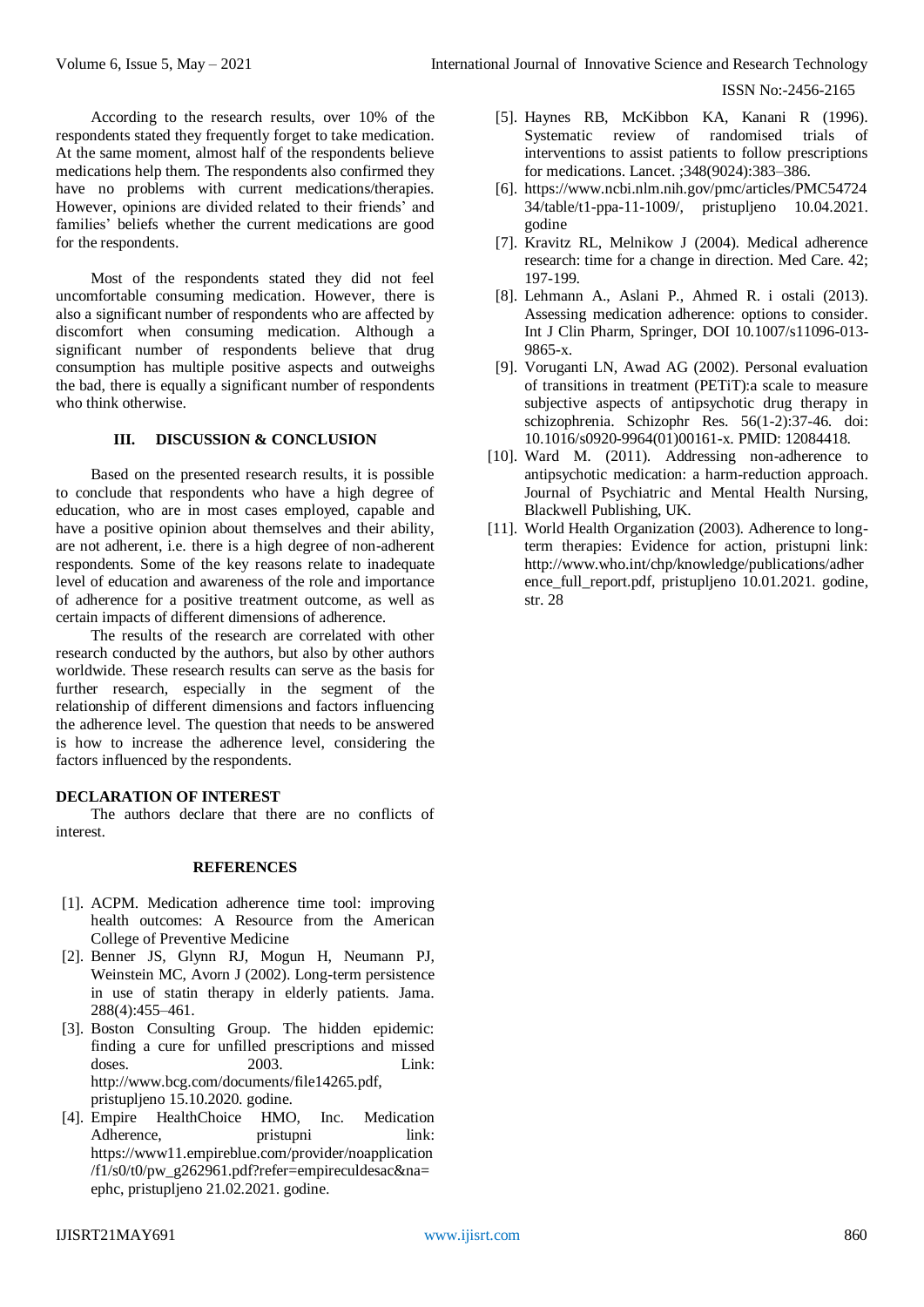According to the research results, over 10% of the respondents stated they frequently forget to take medication. At the same moment, almost half of the respondents believe medications help them. The respondents also confirmed they have no problems with current medications/therapies. However, opinions are divided related to their friends' and families' beliefs whether the current medications are good for the respondents.

Most of the respondents stated they did not feel uncomfortable consuming medication. However, there is also a significant number of respondents who are affected by discomfort when consuming medication. Although a significant number of respondents believe that drug consumption has multiple positive aspects and outweighs the bad, there is equally a significant number of respondents who think otherwise.

## III. DISCUSSION & CONCLUSION

Based on the presented research results, it is possible to conclude that respondents who have a high degree of education, who are in most cases employed, capable and have a positive opinion about themselves and their ability, are not adherent, i.e. there is a high degree of non-adherent respondents. Some of the key reasons relate to inadequate level of education and awareness of the role and importance of adherence for a positive treatment outcome, as well as certain impacts of different dimensions of adherence.

The results of the research are correlated with other research conducted by the authors, but also by other authors worldwide. These research results can serve as the basis for further research, especially in the segment of the relationship of different dimensions and factors influencing the adherence level. The question that needs to be answered is how to increase the adherence level, considering the factors influenced by the respondents.

## DECLARATION OF INTEREST

The authors declare that there are no conflicts of interest.

## REFERENCES

[1]. ACPM. Medication adherence time tool: improving health outcomes: A Resource from the American College of Preventive Medicine

[2]. Benner JS, Glynn RJ, Mogun H, Neumann PJ, Weinstein MC, Avorn J (2002). Long-term persistence in use of statin therapy in elderly patients. Jama. 288(4):455–461.

[3]. Boston Consulting Group. The hidden epidemic: finding a cure for unfilled prescriptions and missed doses. 2003. Link: http://www.bcg.com/documents/file14265.pdf, pristupljeno 15.10.2020. godine.

[4]. Empire HealthChoice HMO, Inc. Medication Adherence, pristupni link: https://www11.empireblue.com/provider/noapplication/f1/s0/t0/pw_g262961.pdf?refer=empireculdesac&na=ephc, pristupljeno 21.02.2021. godine.

[5]. Haynes RB, McKibbon KA, Kanani R (1996). Systematic review of randomised trials of interventions to assist patients to follow prescriptions for medications. Lancet. ;348(9024):383–386.

[6]. https://www.ncbi.nlm.nih.gov/pmc/articles/PMC5472434/table/t1-ppa-11-1009/, pristupljeno 10.04.2021. godine

[7]. Kravitz RL, Melnikow J (2004). Medical adherence research: time for a change in direction. Med Care. 42; 197-199.

[8]. Lehmann A., Aslani P., Ahmed R. i ostali (2013). Assessing medication adherence: options to consider. Int J Clin Pharm, Springer, DOI 10.1007/s11096-013-9865-x.

[9]. Voruganti LN, Awad AG (2002). Personal evaluation of transitions in treatment (PETiT):a scale to measure subjective aspects of antipsychotic drug therapy in schizophrenia. Schizophr Res. 56(1-2):37-46. doi: 10.1016/s0920-9964(01)00161-x. PMID: 12084418.

[10]. Ward M. (2011). Addressing non-adherence to antipsychotic medication: a harm-reduction approach. Journal of Psychiatric and Mental Health Nursing, Blackwell Publishing, UK.

[11]. World Health Organization (2003). Adherence to long-term therapies: Evidence for action, pristupni link: http://www.who.int/chp/knowledge/publications/adherence_full_report.pdf, pristupljeno 10.01.2021. godine, str. 28